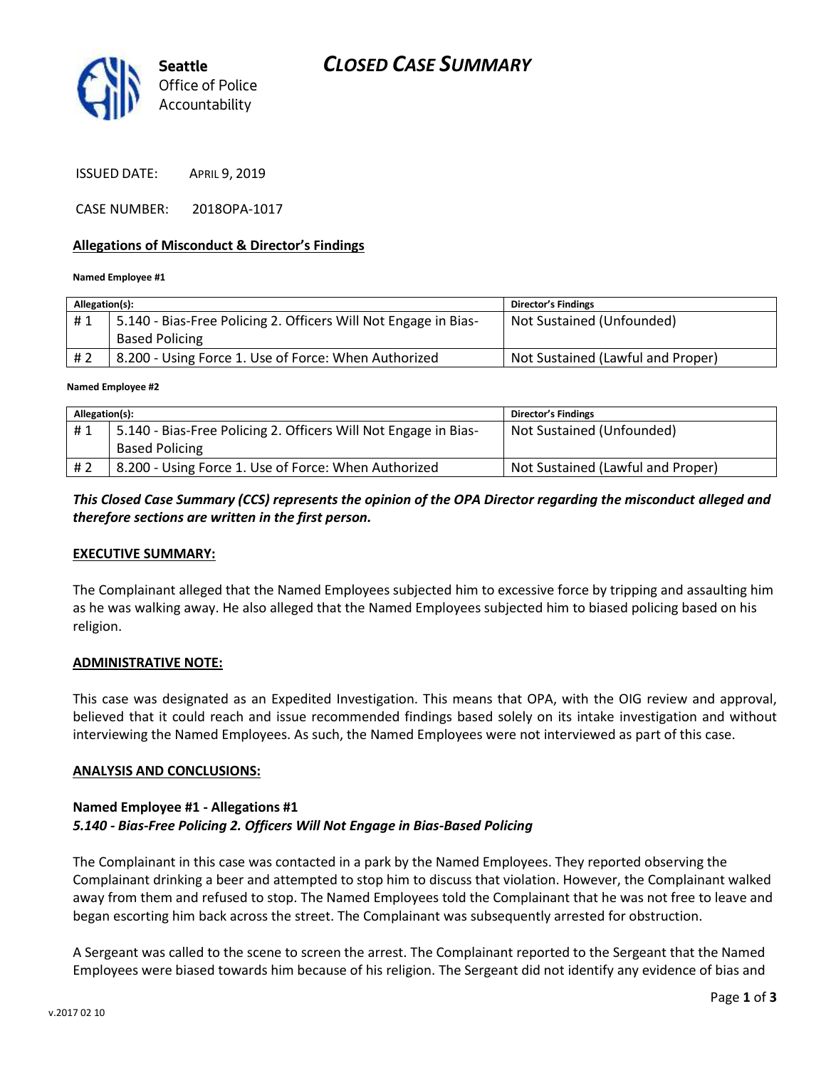Seattle Office of Police Accountability

# CLOSED CASE SUMMARY

ISSUED DATE: APRIL 9, 2019

CASE NUMBER: 2018OPA-1017

## Allegations of Misconduct & Director's Findings

**Named Employee #1**

| Allegation(s): | | Director's Findings |
|---|---|---|
| # 1 | 5.140 - Bias-Free Policing 2. Officers Will Not Engage in Bias-Based Policing | Not Sustained (Unfounded) |
| # 2 | 8.200 - Using Force 1. Use of Force: When Authorized | Not Sustained (Lawful and Proper) |

**Named Employee #2**

| Allegation(s): | | Director's Findings |
|---|---|---|
| # 1 | 5.140 - Bias-Free Policing 2. Officers Will Not Engage in Bias-Based Policing | Not Sustained (Unfounded) |
| # 2 | 8.200 - Using Force 1. Use of Force: When Authorized | Not Sustained (Lawful and Proper) |

***This Closed Case Summary (CCS) represents the opinion of the OPA Director regarding the misconduct alleged and therefore sections are written in the first person.***

## EXECUTIVE SUMMARY:

The Complainant alleged that the Named Employees subjected him to excessive force by tripping and assaulting him as he was walking away. He also alleged that the Named Employees subjected him to biased policing based on his religion.

## ADMINISTRATIVE NOTE:

This case was designated as an Expedited Investigation. This means that OPA, with the OIG review and approval, believed that it could reach and issue recommended findings based solely on its intake investigation and without interviewing the Named Employees. As such, the Named Employees were not interviewed as part of this case.

## ANALYSIS AND CONCLUSIONS:

### Named Employee #1 - Allegations #1
***5.140 - Bias-Free Policing 2. Officers Will Not Engage in Bias-Based Policing***

The Complainant in this case was contacted in a park by the Named Employees. They reported observing the Complainant drinking a beer and attempted to stop him to discuss that violation. However, the Complainant walked away from them and refused to stop. The Named Employees told the Complainant that he was not free to leave and began escorting him back across the street. The Complainant was subsequently arrested for obstruction.

A Sergeant was called to the scene to screen the arrest. The Complainant reported to the Sergeant that the Named Employees were biased towards him because of his religion. The Sergeant did not identify any evidence of bias and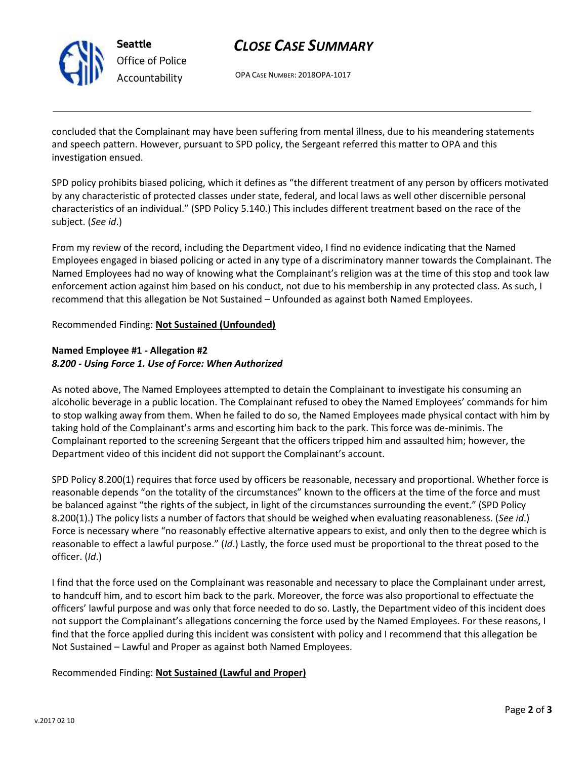concluded that the Complainant may have been suffering from mental illness, due to his meandering statements and speech pattern. However, pursuant to SPD policy, the Sergeant referred this matter to OPA and this investigation ensued.

SPD policy prohibits biased policing, which it defines as "the different treatment of any person by officers motivated by any characteristic of protected classes under state, federal, and local laws as well other discernible personal characteristics of an individual." (SPD Policy 5.140.) This includes different treatment based on the race of the subject. (*See id*.)

From my review of the record, including the Department video, I find no evidence indicating that the Named Employees engaged in biased policing or acted in any type of a discriminatory manner towards the Complainant. The Named Employees had no way of knowing what the Complainant's religion was at the time of this stop and took law enforcement action against him based on his conduct, not due to his membership in any protected class. As such, I recommend that this allegation be Not Sustained – Unfounded as against both Named Employees.

Recommended Finding: **Not Sustained (Unfounded)**

**Named Employee #1 - Allegation #2**
***8.200 - Using Force 1. Use of Force: When Authorized***

As noted above, The Named Employees attempted to detain the Complainant to investigate his consuming an alcoholic beverage in a public location. The Complainant refused to obey the Named Employees' commands for him to stop walking away from them. When he failed to do so, the Named Employees made physical contact with him by taking hold of the Complainant's arms and escorting him back to the park. This force was de-minimis. The Complainant reported to the screening Sergeant that the officers tripped him and assaulted him; however, the Department video of this incident did not support the Complainant's account.

SPD Policy 8.200(1) requires that force used by officers be reasonable, necessary and proportional. Whether force is reasonable depends "on the totality of the circumstances" known to the officers at the time of the force and must be balanced against "the rights of the subject, in light of the circumstances surrounding the event." (SPD Policy 8.200(1).) The policy lists a number of factors that should be weighed when evaluating reasonableness. (*See id*.) Force is necessary where "no reasonably effective alternative appears to exist, and only then to the degree which is reasonable to effect a lawful purpose." (*Id*.) Lastly, the force used must be proportional to the threat posed to the officer. (*Id*.)

I find that the force used on the Complainant was reasonable and necessary to place the Complainant under arrest, to handcuff him, and to escort him back to the park. Moreover, the force was also proportional to effectuate the officers' lawful purpose and was only that force needed to do so. Lastly, the Department video of this incident does not support the Complainant's allegations concerning the force used by the Named Employees. For these reasons, I find that the force applied during this incident was consistent with policy and I recommend that this allegation be Not Sustained – Lawful and Proper as against both Named Employees.

Recommended Finding: **Not Sustained (Lawful and Proper)**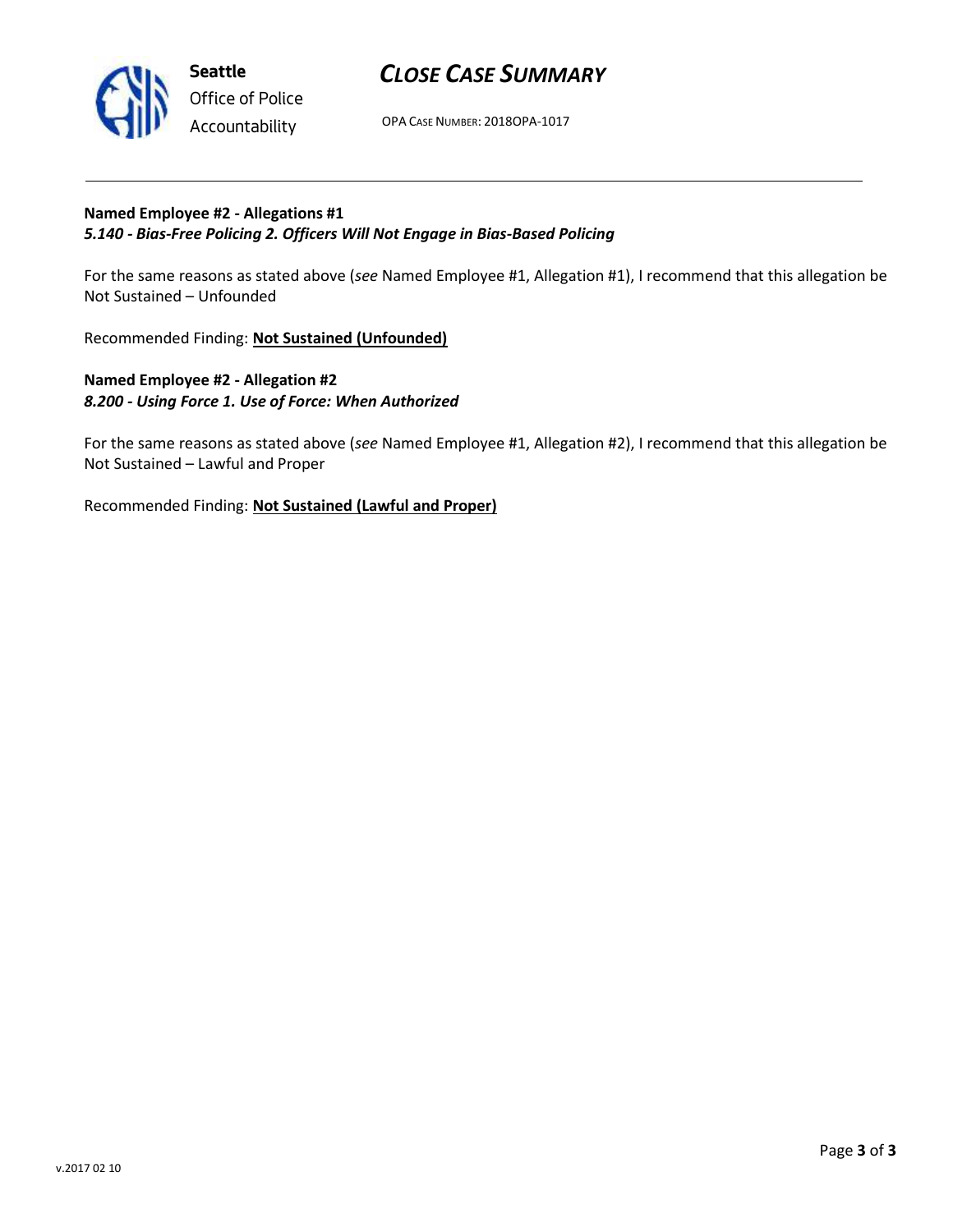**Named Employee #2 - Allegations #1**
***5.140 - Bias-Free Policing 2. Officers Will Not Engage in Bias-Based Policing***

For the same reasons as stated above (*see* Named Employee #1, Allegation #1), I recommend that this allegation be Not Sustained – Unfounded

Recommended Finding: **Not Sustained (Unfounded)**

**Named Employee #2 - Allegation #2**
***8.200 - Using Force 1. Use of Force: When Authorized***

For the same reasons as stated above (*see* Named Employee #1, Allegation #2), I recommend that this allegation be Not Sustained – Lawful and Proper

Recommended Finding: **Not Sustained (Lawful and Proper)**